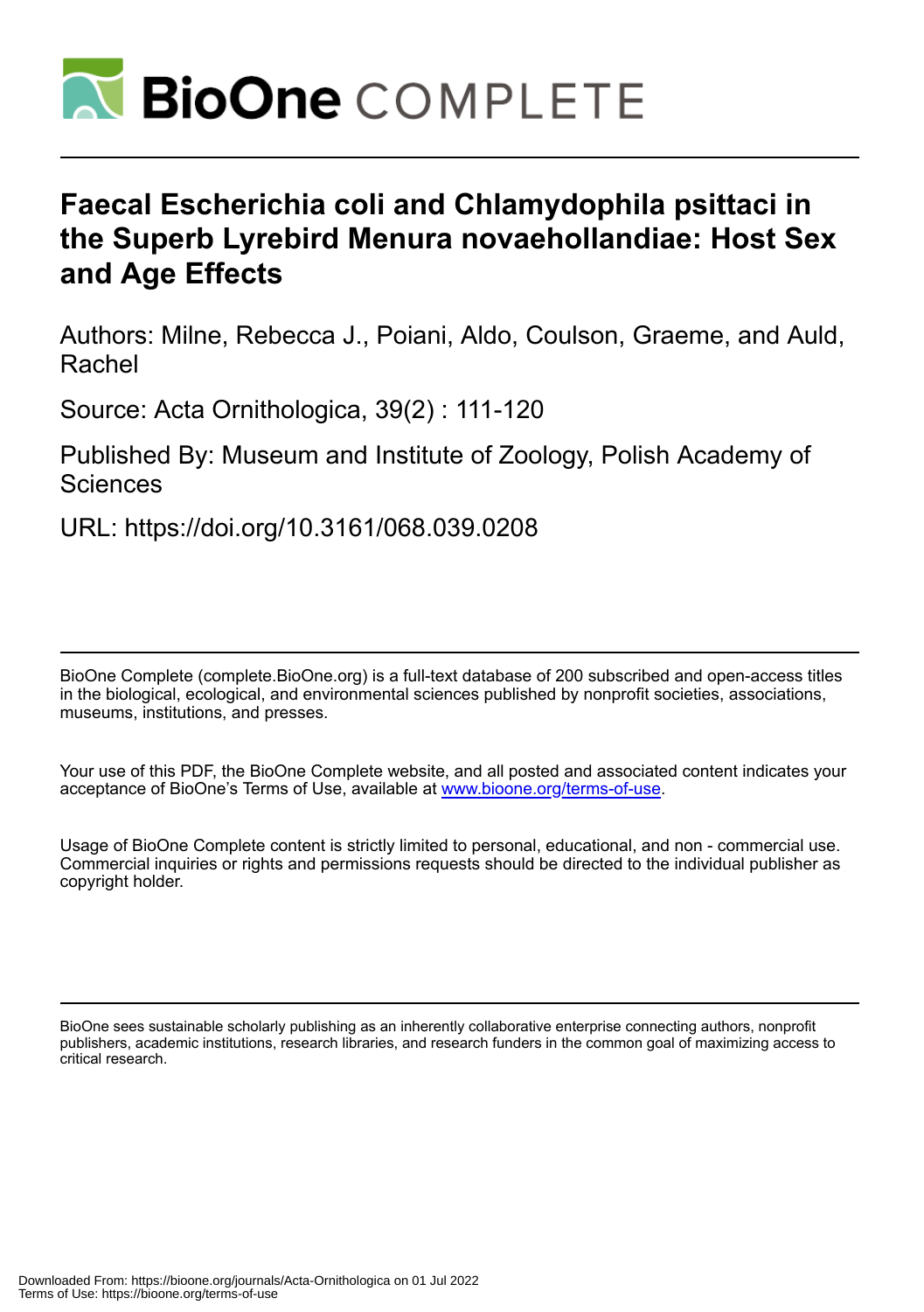# Faecal Escherichia coli and Chlamydophila psittaci in the Superb Lyrebird Menura novaehollandiae: Host Sex and Age Effects

Authors: Milne, Rebecca J., Poiani, Aldo, Coulson, Graeme, and Auld, Rachel

Source: Acta Ornithologica, 39(2) : 111-120

Published By: Museum and Institute of Zoology, Polish Academy of Sciences

URL: https://doi.org/10.3161/068.039.0208

---

BioOne Complete (complete.BioOne.org) is a full-text database of 200 subscribed and open-access titles in the biological, ecological, and environmental sciences published by nonprofit societies, associations, museums, institutions, and presses.

Your use of this PDF, the BioOne Complete website, and all posted and associated content indicates your acceptance of BioOne's Terms of Use, available at www.bioone.org/terms-of-use.

Usage of BioOne Complete content is strictly limited to personal, educational, and non - commercial use. Commercial inquiries or rights and permissions requests should be directed to the individual publisher as copyright holder.

---

BioOne sees sustainable scholarly publishing as an inherently collaborative enterprise connecting authors, nonprofit publishers, academic institutions, research libraries, and research funders in the common goal of maximizing access to critical research.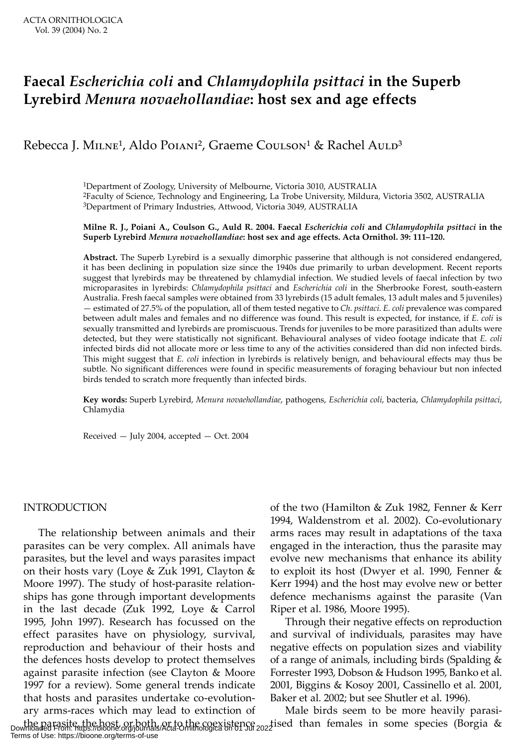# Faecal *Escherichia coli* and *Chlamydophila psittaci* in the Superb Lyrebird *Menura novaehollandiae*: host sex and age effects

Rebecca J. Milne[1], Aldo Poiani[2], Graeme Coulson[1] & Rachel Auld[3]

[1]Department of Zoology, University of Melbourne, Victoria 3010, AUSTRALIA
[2]Faculty of Science, Technology and Engineering, La Trobe University, Mildura, Victoria 3502, AUSTRALIA
[3]Department of Primary Industries, Attwood, Victoria 3049, AUSTRALIA

**Milne R. J., Poiani A., Coulson G., Auld R. 2004. Faecal *Escherichia coli* and *Chlamydophila psittaci* in the Superb Lyrebird *Menura novaehollandiae*: host sex and age effects. Acta Ornithol. 39: 111–120.**

**Abstract.** The Superb Lyrebird is a sexually dimorphic passerine that although is not considered endangered, it has been declining in population size since the 1940s due primarily to urban development. Recent reports suggest that lyrebirds may be threatened by chlamydial infection. We studied levels of faecal infection by two microparasites in lyrebirds: *Chlamydophila psittaci* and *Escherichia coli* in the Sherbrooke Forest, south-eastern Australia. Fresh faecal samples were obtained from 33 lyrebirds (15 adult females, 13 adult males and 5 juveniles) — estimated of 27.5% of the population, all of them tested negative to *Ch. psittaci*. *E. coli* prevalence was compared between adult males and females and no difference was found. This result is expected, for instance, if *E. coli* is sexually transmitted and lyrebirds are promiscuous. Trends for juveniles to be more parasitized than adults were detected, but they were statistically not significant. Behavioural analyses of video footage indicate that *E. coli* infected birds did not allocate more or less time to any of the activities considered than did non infected birds. This might suggest that *E. coli* infection in lyrebirds is relatively benign, and behavioural effects may thus be subtle. No significant differences were found in specific measurements of foraging behaviour but non infected birds tended to scratch more frequently than infected birds.

**Key words:** Superb Lyrebird, *Menura novaehollandiae*, pathogens, *Escherichia coli*, bacteria, *Chlamydophila psittaci*, Chlamydia

Received — July 2004, accepted — Oct. 2004

## INTRODUCTION

The relationship between animals and their parasites can be very complex. All animals have parasites, but the level and ways parasites impact on their hosts vary (Loye & Zuk 1991, Clayton & Moore 1997). The study of host-parasite relationships has gone through important developments in the last decade (Zuk 1992, Loye & Carrol 1995, John 1997). Research has focussed on the effect parasites have on physiology, survival, reproduction and behaviour of their hosts and the defences hosts develop to protect themselves against parasite infection (see Clayton & Moore 1997 for a review). Some general trends indicate that hosts and parasites undertake co-evolutionary arms-races which may lead to extinction of the parasite, the host, or both, or to the coexistence of the two (Hamilton & Zuk 1982, Fenner & Kerr 1994, Waldenstrom et al. 2002). Co-evolutionary arms races may result in adaptations of the taxa engaged in the interaction, thus the parasite may evolve new mechanisms that enhance its ability to exploit its host (Dwyer et al. 1990, Fenner & Kerr 1994) and the host may evolve new or better defence mechanisms against the parasite (Van Riper et al. 1986, Moore 1995).

Through their negative effects on reproduction and survival of individuals, parasites may have negative effects on population sizes and viability of a range of animals, including birds (Spalding & Forrester 1993, Dobson & Hudson 1995, Banko et al. 2001, Biggins & Kosoy 2001, Cassinello et al. 2001, Baker et al. 2002; but see Shutler et al. 1996).

Male birds seem to be more heavily parasitised than females in some species (Borgia &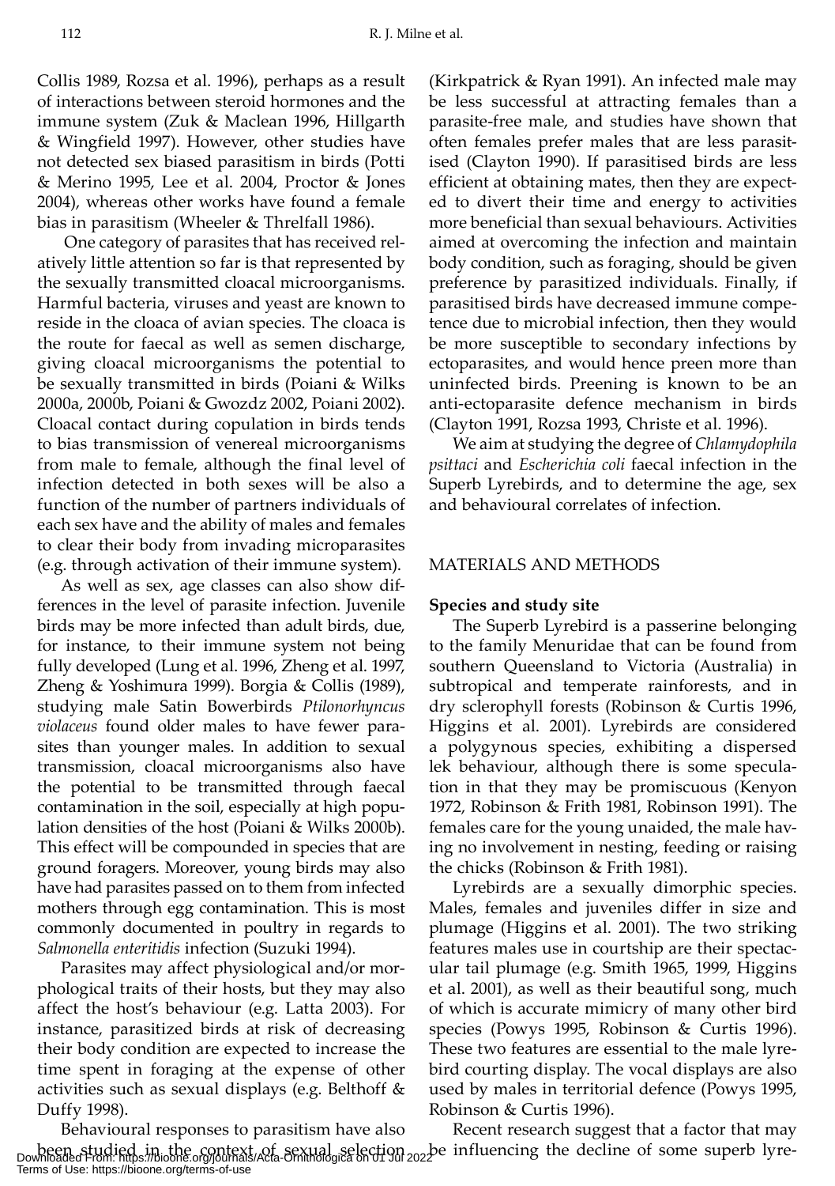Collis 1989, Rozsa et al. 1996), perhaps as a result of interactions between steroid hormones and the immune system (Zuk & Maclean 1996, Hillgarth & Wingfield 1997). However, other studies have not detected sex biased parasitism in birds (Potti & Merino 1995, Lee et al. 2004, Proctor & Jones 2004), whereas other works have found a female bias in parasitism (Wheeler & Threlfall 1986).

One category of parasites that has received relatively little attention so far is that represented by the sexually transmitted cloacal microorganisms. Harmful bacteria, viruses and yeast are known to reside in the cloaca of avian species. The cloaca is the route for faecal as well as semen discharge, giving cloacal microorganisms the potential to be sexually transmitted in birds (Poiani & Wilks 2000a, 2000b, Poiani & Gwozdz 2002, Poiani 2002). Cloacal contact during copulation in birds tends to bias transmission of venereal microorganisms from male to female, although the final level of infection detected in both sexes will be also a function of the number of partners individuals of each sex have and the ability of males and females to clear their body from invading microparasites (e.g. through activation of their immune system).

As well as sex, age classes can also show differences in the level of parasite infection. Juvenile birds may be more infected than adult birds, due, for instance, to their immune system not being fully developed (Lung et al. 1996, Zheng et al. 1997, Zheng & Yoshimura 1999). Borgia & Collis (1989), studying male Satin Bowerbirds *Ptilonorhyncus violaceus* found older males to have fewer parasites than younger males. In addition to sexual transmission, cloacal microorganisms also have the potential to be transmitted through faecal contamination in the soil, especially at high population densities of the host (Poiani & Wilks 2000b). This effect will be compounded in species that are ground foragers. Moreover, young birds may also have had parasites passed on to them from infected mothers through egg contamination. This is most commonly documented in poultry in regards to *Salmonella enteritidis* infection (Suzuki 1994).

Parasites may affect physiological and/or morphological traits of their hosts, but they may also affect the host's behaviour (e.g. Latta 2003). For instance, parasitized birds at risk of decreasing their body condition are expected to increase the time spent in foraging at the expense of other activities such as sexual displays (e.g. Belthoff & Duffy 1998).

Behavioural responses to parasitism have also been studied in the context of sexual selection (Kirkpatrick & Ryan 1991). An infected male may be less successful at attracting females than a parasite-free male, and studies have shown that often females prefer males that are less parasitised (Clayton 1990). If parasitised birds are less efficient at obtaining mates, then they are expected to divert their time and energy to activities more beneficial than sexual behaviours. Activities aimed at overcoming the infection and maintain body condition, such as foraging, should be given preference by parasitized individuals. Finally, if parasitised birds have decreased immune competence due to microbial infection, then they would be more susceptible to secondary infections by ectoparasites, and would hence preen more than uninfected birds. Preening is known to be an anti-ectoparasite defence mechanism in birds (Clayton 1991, Rozsa 1993, Christe et al. 1996).

We aim at studying the degree of *Chlamydophila psittaci* and *Escherichia coli* faecal infection in the Superb Lyrebirds, and to determine the age, sex and behavioural correlates of infection.

## MATERIALS AND METHODS

### Species and study site

The Superb Lyrebird is a passerine belonging to the family Menuridae that can be found from southern Queensland to Victoria (Australia) in subtropical and temperate rainforests, and in dry sclerophyll forests (Robinson & Curtis 1996, Higgins et al. 2001). Lyrebirds are considered a polygynous species, exhibiting a dispersed lek behaviour, although there is some speculation in that they may be promiscuous (Kenyon 1972, Robinson & Frith 1981, Robinson 1991). The females care for the young unaided, the male having no involvement in nesting, feeding or raising the chicks (Robinson & Frith 1981).

Lyrebirds are a sexually dimorphic species. Males, females and juveniles differ in size and plumage (Higgins et al. 2001). The two striking features males use in courtship are their spectacular tail plumage (e.g. Smith 1965, 1999, Higgins et al. 2001), as well as their beautiful song, much of which is accurate mimicry of many other bird species (Powys 1995, Robinson & Curtis 1996). These two features are essential to the male lyrebird courting display. The vocal displays are also used by males in territorial defence (Powys 1995, Robinson & Curtis 1996).

Recent research suggest that a factor that may be influencing the decline of some superb lyre-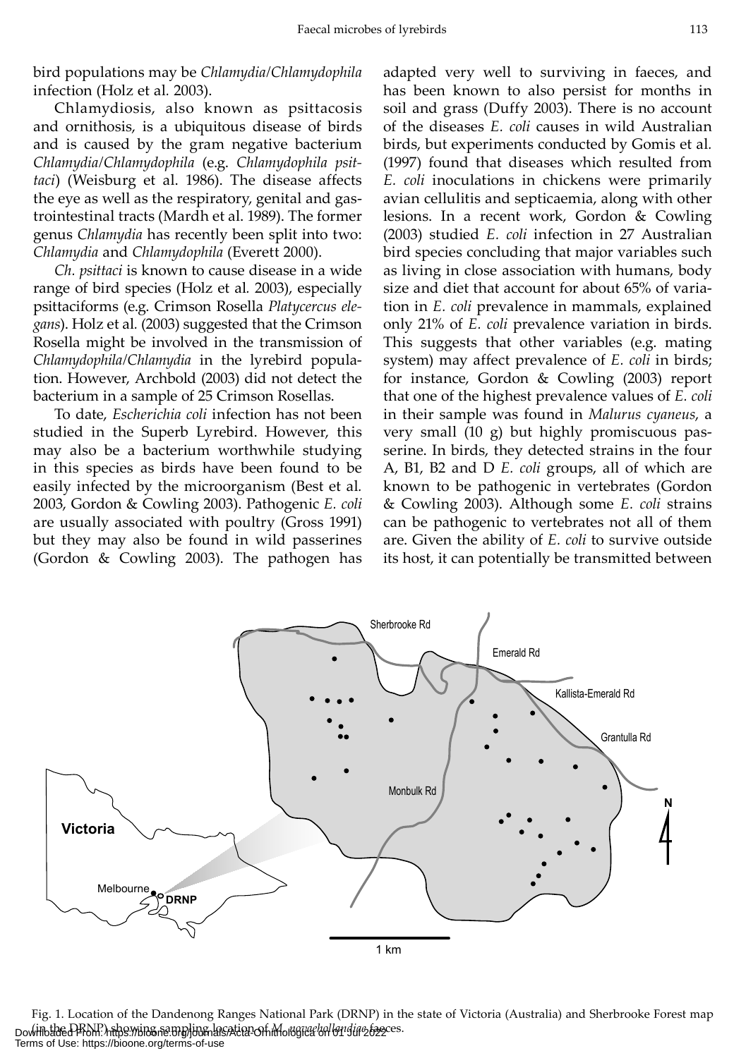bird populations may be *Chlamydia/Chlamydophila* infection (Holz et al. 2003).

Chlamydiosis, also known as psittacosis and ornithosis, is a ubiquitous disease of birds and is caused by the gram negative bacterium *Chlamydia/Chlamydophila* (e.g. *Chlamydophila psittaci*) (Weisburg et al. 1986). The disease affects the eye as well as the respiratory, genital and gastrointestinal tracts (Mardh et al. 1989). The former genus *Chlamydia* has recently been split into two: *Chlamydia* and *Chlamydophila* (Everett 2000).

*Ch. psittaci* is known to cause disease in a wide range of bird species (Holz et al. 2003), especially psittaciforms (e.g. Crimson Rosella *Platycercus elegans*). Holz et al. (2003) suggested that the Crimson Rosella might be involved in the transmission of *Chlamydophila/Chlamydia* in the lyrebird population. However, Archbold (2003) did not detect the bacterium in a sample of 25 Crimson Rosellas.

To date, *Escherichia coli* infection has not been studied in the Superb Lyrebird. However, this may also be a bacterium worthwhile studying in this species as birds have been found to be easily infected by the microorganism (Best et al. 2003, Gordon & Cowling 2003). Pathogenic *E. coli* are usually associated with poultry (Gross 1991) but they may also be found in wild passerines (Gordon & Cowling 2003). The pathogen has adapted very well to surviving in faeces, and has been known to also persist for months in soil and grass (Duffy 2003). There is no account of the diseases *E. coli* causes in wild Australian birds, but experiments conducted by Gomis et al. (1997) found that diseases which resulted from *E. coli* inoculations in chickens were primarily avian cellulitis and septicaemia, along with other lesions. In a recent work, Gordon & Cowling (2003) studied *E. coli* infection in 27 Australian bird species concluding that major variables such as living in close association with humans, body size and diet that account for about 65% of variation in *E. coli* prevalence in mammals, explained only 21% of *E. coli* prevalence variation in birds. This suggests that other variables (e.g. mating system) may affect prevalence of *E. coli* in birds; for instance, Gordon & Cowling (2003) report that one of the highest prevalence values of *E. coli* in their sample was found in *Malurus cyaneus*, a very small (10 g) but highly promiscuous passerine. In birds, they detected strains in the four A, B1, B2 and D *E. coli* groups, all of which are known to be pathogenic in vertebrates (Gordon & Cowling 2003). Although some *E. coli* strains can be pathogenic to vertebrates not all of them are. Given the ability of *E. coli* to survive outside its host, it can potentially be transmitted between

Fig. 1. Location of the Dandenong Ranges National Park (DRNP) in the state of Victoria (Australia) and Sherbrooke Forest map (in the DRNP) showing sampling location of *M. novaehollandiae* faeces.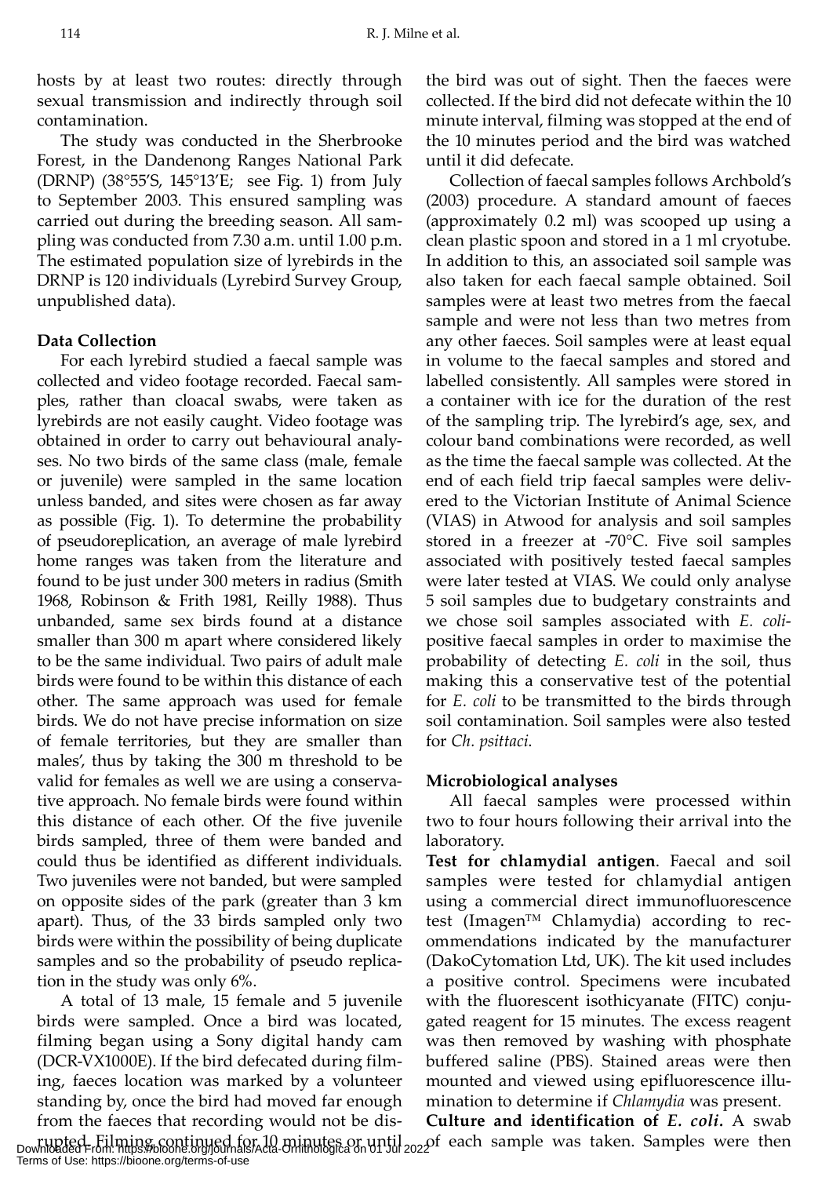hosts by at least two routes: directly through sexual transmission and indirectly through soil contamination.

The study was conducted in the Sherbrooke Forest, in the Dandenong Ranges National Park (DRNP) (38°55'S, 145°13'E; see Fig. 1) from July to September 2003. This ensured sampling was carried out during the breeding season. All sampling was conducted from 7.30 a.m. until 1.00 p.m. The estimated population size of lyrebirds in the DRNP is 120 individuals (Lyrebird Survey Group, unpublished data).

**Data Collection**

For each lyrebird studied a faecal sample was collected and video footage recorded. Faecal samples, rather than cloacal swabs, were taken as lyrebirds are not easily caught. Video footage was obtained in order to carry out behavioural analyses. No two birds of the same class (male, female or juvenile) were sampled in the same location unless banded, and sites were chosen as far away as possible (Fig. 1). To determine the probability of pseudoreplication, an average of male lyrebird home ranges was taken from the literature and found to be just under 300 meters in radius (Smith 1968, Robinson & Frith 1981, Reilly 1988). Thus unbanded, same sex birds found at a distance smaller than 300 m apart where considered likely to be the same individual. Two pairs of adult male birds were found to be within this distance of each other. The same approach was used for female birds. We do not have precise information on size of female territories, but they are smaller than males', thus by taking the 300 m threshold to be valid for females as well we are using a conservative approach. No female birds were found within this distance of each other. Of the five juvenile birds sampled, three of them were banded and could thus be identified as different individuals. Two juveniles were not banded, but were sampled on opposite sides of the park (greater than 3 km apart). Thus, of the 33 birds sampled only two birds were within the possibility of being duplicate samples and so the probability of pseudo replication in the study was only 6%.

A total of 13 male, 15 female and 5 juvenile birds were sampled. Once a bird was located, filming began using a Sony digital handy cam (DCR-VX1000E). If the bird defecated during filming, faeces location was marked by a volunteer standing by, once the bird had moved far enough from the faeces that recording would not be disrupted. Filming continued for 10 minutes or until the bird was out of sight. Then the faeces were collected. If the bird did not defecate within the 10 minute interval, filming was stopped at the end of the 10 minutes period and the bird was watched until it did defecate.

Collection of faecal samples follows Archbold's (2003) procedure. A standard amount of faeces (approximately 0.2 ml) was scooped up using a clean plastic spoon and stored in a 1 ml cryotube. In addition to this, an associated soil sample was also taken for each faecal sample obtained. Soil samples were at least two metres from the faecal sample and were not less than two metres from any other faeces. Soil samples were at least equal in volume to the faecal samples and stored and labelled consistently. All samples were stored in a container with ice for the duration of the rest of the sampling trip. The lyrebird's age, sex, and colour band combinations were recorded, as well as the time the faecal sample was collected. At the end of each field trip faecal samples were delivered to the Victorian Institute of Animal Science (VIAS) in Atwood for analysis and soil samples stored in a freezer at -70°C. Five soil samples associated with positively tested faecal samples were later tested at VIAS. We could only analyse 5 soil samples due to budgetary constraints and we chose soil samples associated with *E. coli*-positive faecal samples in order to maximise the probability of detecting *E. coli* in the soil, thus making this a conservative test of the potential for *E. coli* to be transmitted to the birds through soil contamination. Soil samples were also tested for *Ch. psittaci*.

**Microbiological analyses**

All faecal samples were processed within two to four hours following their arrival into the laboratory.

**Test for chlamydial antigen**. Faecal and soil samples were tested for chlamydial antigen using a commercial direct immunofluorescence test (Imagen™ Chlamydia) according to recommendations indicated by the manufacturer (DakoCytomation Ltd, UK). The kit used includes a positive control. Specimens were incubated with the fluorescent isothicyanate (FITC) conjugated reagent for 15 minutes. The excess reagent was then removed by washing with phosphate buffered saline (PBS). Stained areas were then mounted and viewed using epifluorescence illumination to determine if *Chlamydia* was present.

**Culture and identification of *E. coli*.** A swab of each sample was taken. Samples were then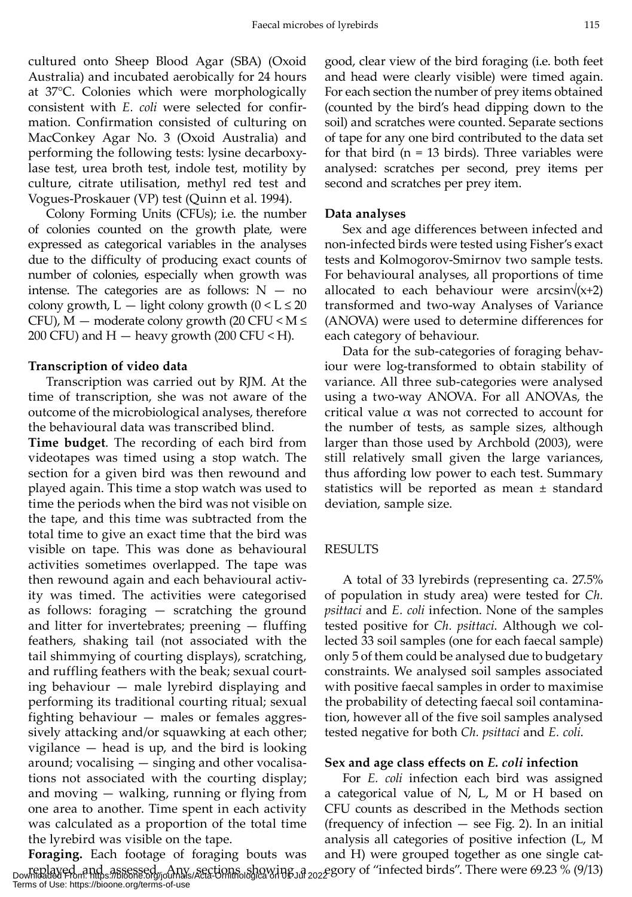cultured onto Sheep Blood Agar (SBA) (Oxoid Australia) and incubated aerobically for 24 hours at 37°C. Colonies which were morphologically consistent with *E. coli* were selected for confirmation. Confirmation consisted of culturing on MacConkey Agar No. 3 (Oxoid Australia) and performing the following tests: lysine decarboxylase test, urea broth test, indole test, motility by culture, citrate utilisation, methyl red test and Vogues-Proskauer (VP) test (Quinn et al. 1994).

Colony Forming Units (CFUs); i.e. the number of colonies counted on the growth plate, were expressed as categorical variables in the analyses due to the difficulty of producing exact counts of number of colonies, especially when growth was intense. The categories are as follows: N — no colony growth, L — light colony growth ($0 < L \leq 20$ CFU), M — moderate colony growth (20 CFU $< M \leq$ 200 CFU) and H — heavy growth (200 CFU $<$ H).

### Transcription of video data

Transcription was carried out by RJM. At the time of transcription, she was not aware of the outcome of the microbiological analyses, therefore the behavioural data was transcribed blind.

**Time budget**. The recording of each bird from videotapes was timed using a stop watch. The section for a given bird was then rewound and played again. This time a stop watch was used to time the periods when the bird was not visible on the tape, and this time was subtracted from the total time to give an exact time that the bird was visible on tape. This was done as behavioural activities sometimes overlapped. The tape was then rewound again and each behavioural activity was timed. The activities were categorised as follows: foraging — scratching the ground and litter for invertebrates; preening — fluffing feathers, shaking tail (not associated with the tail shimmying of courting displays), scratching, and ruffling feathers with the beak; sexual courting behaviour — male lyrebird displaying and performing its traditional courting ritual; sexual fighting behaviour — males or females aggressively attacking and/or squawking at each other; vigilance — head is up, and the bird is looking around; vocalising — singing and other vocalisations not associated with the courting display; and moving — walking, running or flying from one area to another. Time spent in each activity was calculated as a proportion of the total time the lyrebird was visible on the tape.

**Foraging.** Each footage of foraging bouts was replayed and assessed. Any sections showing a good, clear view of the bird foraging (i.e. both feet and head were clearly visible) were timed again. For each section the number of prey items obtained (counted by the bird's head dipping down to the soil) and scratches were counted. Separate sections of tape for any one bird contributed to the data set for that bird ($n = 13$ birds). Three variables were analysed: scratches per second, prey items per second and scratches per prey item.

### Data analyses

Sex and age differences between infected and non-infected birds were tested using Fisher's exact tests and Kolmogorov-Smirnov two sample tests. For behavioural analyses, all proportions of time allocated to each behaviour were $\arcsin\sqrt{(x+2)}$ transformed and two-way Analyses of Variance (ANOVA) were used to determine differences for each category of behaviour.

Data for the sub-categories of foraging behaviour were log-transformed to obtain stability of variance. All three sub-categories were analysed using a two-way ANOVA. For all ANOVAs, the critical value $\alpha$ was not corrected to account for the number of tests, as sample sizes, although larger than those used by Archbold (2003), were still relatively small given the large variances, thus affording low power to each test. Summary statistics will be reported as mean ± standard deviation, sample size.

## RESULTS

A total of 33 lyrebirds (representing ca. 27.5% of population in study area) were tested for *Ch. psittaci* and *E. coli* infection. None of the samples tested positive for *Ch. psittaci*. Although we collected 33 soil samples (one for each faecal sample) only 5 of them could be analysed due to budgetary constraints. We analysed soil samples associated with positive faecal samples in order to maximise the probability of detecting faecal soil contamination, however all of the five soil samples analysed tested negative for both *Ch. psittaci* and *E. coli*.

### Sex and age class effects on *E. coli* infection

For *E. coli* infection each bird was assigned a categorical value of N, L, M or H based on CFU counts as described in the Methods section (frequency of infection — see Fig. 2). In an initial analysis all categories of positive infection (L, M and H) were grouped together as one single category of "infected birds". There were 69.23 % (9/13)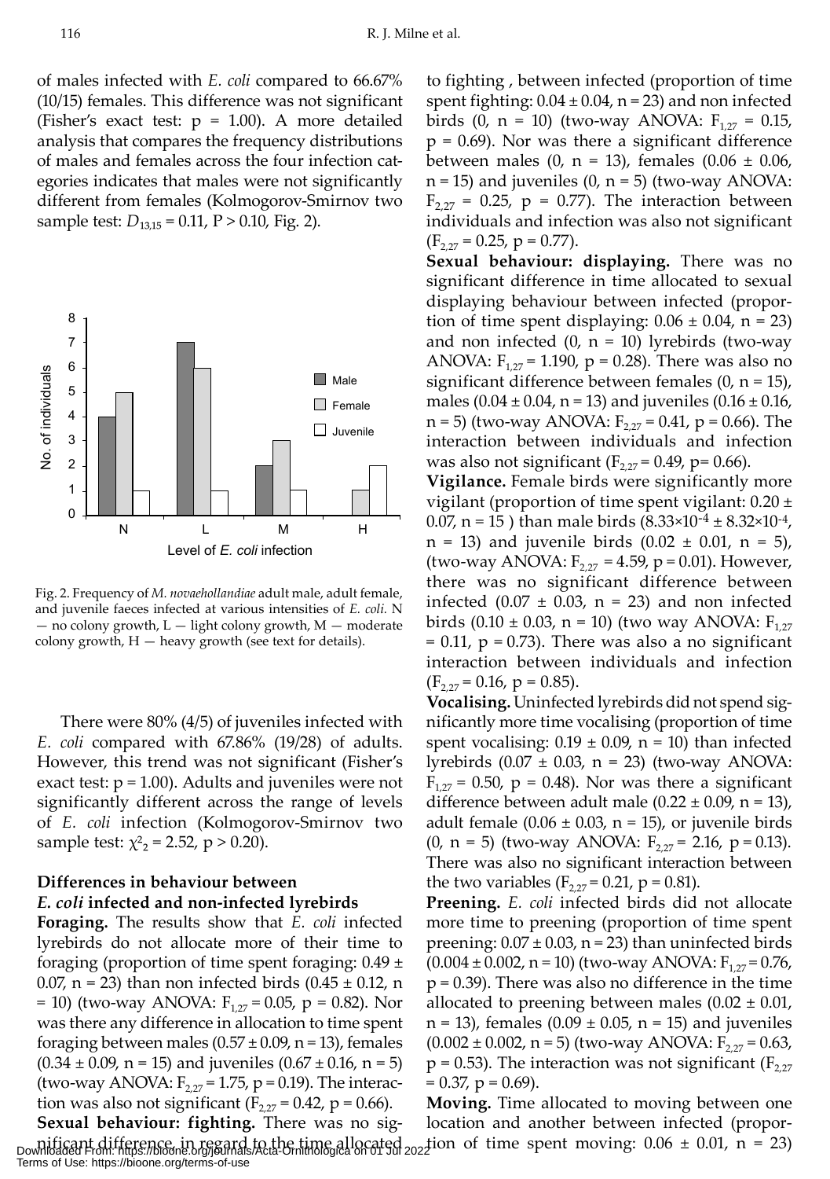of males infected with *E. coli* compared to 66.67% (10/15) females. This difference was not significant (Fisher's exact test: p = 1.00). A more detailed analysis that compares the frequency distributions of males and females across the four infection categories indicates that males were not significantly different from females (Kolmogorov-Smirnov two sample test: $D_{13,15} = 0.11$, P > 0.10, Fig. 2).

Fig. 2. Frequency of *M. novaehollandiae* adult male, adult female, and juvenile faeces infected at various intensities of *E. coli*. N — no colony growth, L — light colony growth, M — moderate colony growth, H — heavy growth (see text for details).

There were 80% (4/5) of juveniles infected with *E. coli* compared with 67.86% (19/28) of adults. However, this trend was not significant (Fisher's exact test: p = 1.00). Adults and juveniles were not significantly different across the range of levels of *E. coli* infection (Kolmogorov-Smirnov two sample test: $\chi^2_2 = 2.52$, p > 0.20).

### Differences in behaviour between *E. coli* infected and non-infected lyrebirds

**Foraging.** The results show that *E. coli* infected lyrebirds do not allocate more of their time to foraging (proportion of time spent foraging: 0.49 ± 0.07, n = 23) than non infected birds (0.45 ± 0.12, n = 10) (two-way ANOVA: $F_{1,27} = 0.05$, p = 0.82). Nor was there any difference in allocation to time spent foraging between males (0.57 ± 0.09, n = 13), females (0.34 ± 0.09, n = 15) and juveniles (0.67 ± 0.16, n = 5) (two-way ANOVA: $F_{2,27} = 1.75$, p = 0.19). The interaction was also not significant ($F_{2,27} = 0.42$, p = 0.66).

**Sexual behaviour: fighting.** There was no significant difference, in regard to the time allocated to fighting , between infected (proportion of time spent fighting: 0.04 ± 0.04, n = 23) and non infected birds (0, n = 10) (two-way ANOVA: $F_{1,27} = 0.15$, p = 0.69). Nor was there a significant difference between males (0, n = 13), females (0.06 ± 0.06, n = 15) and juveniles (0, n = 5) (two-way ANOVA: $F_{2,27} = 0.25$, p = 0.77). The interaction between individuals and infection was also not significant ($F_{2,27} = 0.25$, p = 0.77).

**Sexual behaviour: displaying.** There was no significant difference in time allocated to sexual displaying behaviour between infected (proportion of time spent displaying: 0.06 ± 0.04, n = 23) and non infected (0, n = 10) lyrebirds (two-way ANOVA: $F_{1,27} = 1.190$, p = 0.28). There was also no significant difference between females (0, n = 15), males (0.04 ± 0.04, n = 13) and juveniles (0.16 ± 0.16, n = 5) (two-way ANOVA: $F_{2,27} = 0.41$, p = 0.66). The interaction between individuals and infection was also not significant ($F_{2,27} = 0.49$, p= 0.66).

**Vigilance.** Female birds were significantly more vigilant (proportion of time spent vigilant: 0.20 ± 0.07, n = 15 ) than male birds ($8.33\times10^{-4} \pm 8.32\times10^{-4}$, n = 13) and juvenile birds (0.02 ± 0.01, n = 5), (two-way ANOVA: $F_{2,27} = 4.59$, p = 0.01). However, there was no significant difference between infected (0.07 ± 0.03, n = 23) and non infected birds (0.10 ± 0.03, n = 10) (two way ANOVA: $F_{1,27} = 0.11$, p = 0.73). There was also a no significant interaction between individuals and infection ($F_{2,27} = 0.16$, p = 0.85).

**Vocalising.** Uninfected lyrebirds did not spend significantly more time vocalising (proportion of time spent vocalising: 0.19 ± 0.09, n = 10) than infected lyrebirds (0.07 ± 0.03, n = 23) (two-way ANOVA: $F_{1,27} = 0.50$, p = 0.48). Nor was there a significant difference between adult male (0.22 ± 0.09, n = 13), adult female (0.06 ± 0.03, n = 15), or juvenile birds (0, n = 5) (two-way ANOVA: $F_{2,27} = 2.16$, p = 0.13). There was also no significant interaction between the two variables ($F_{2,27} = 0.21$, p = 0.81).

**Preening.** *E. coli* infected birds did not allocate more time to preening (proportion of time spent preening: 0.07 ± 0.03, n = 23) than uninfected birds (0.004 ± 0.002, n = 10) (two-way ANOVA: $F_{1,27} = 0.76$, p = 0.39). There was also no difference in the time allocated to preening between males (0.02 ± 0.01, n = 13), females (0.09 ± 0.05, n = 15) and juveniles (0.002 ± 0.002, n = 5) (two-way ANOVA: $F_{2,27} = 0.63$, p = 0.53). The interaction was not significant ($F_{2,27} = 0.37$, p = 0.69).

**Moving.** Time allocated to moving between one location and another between infected (proportion of time spent moving: 0.06 ± 0.01, n = 23)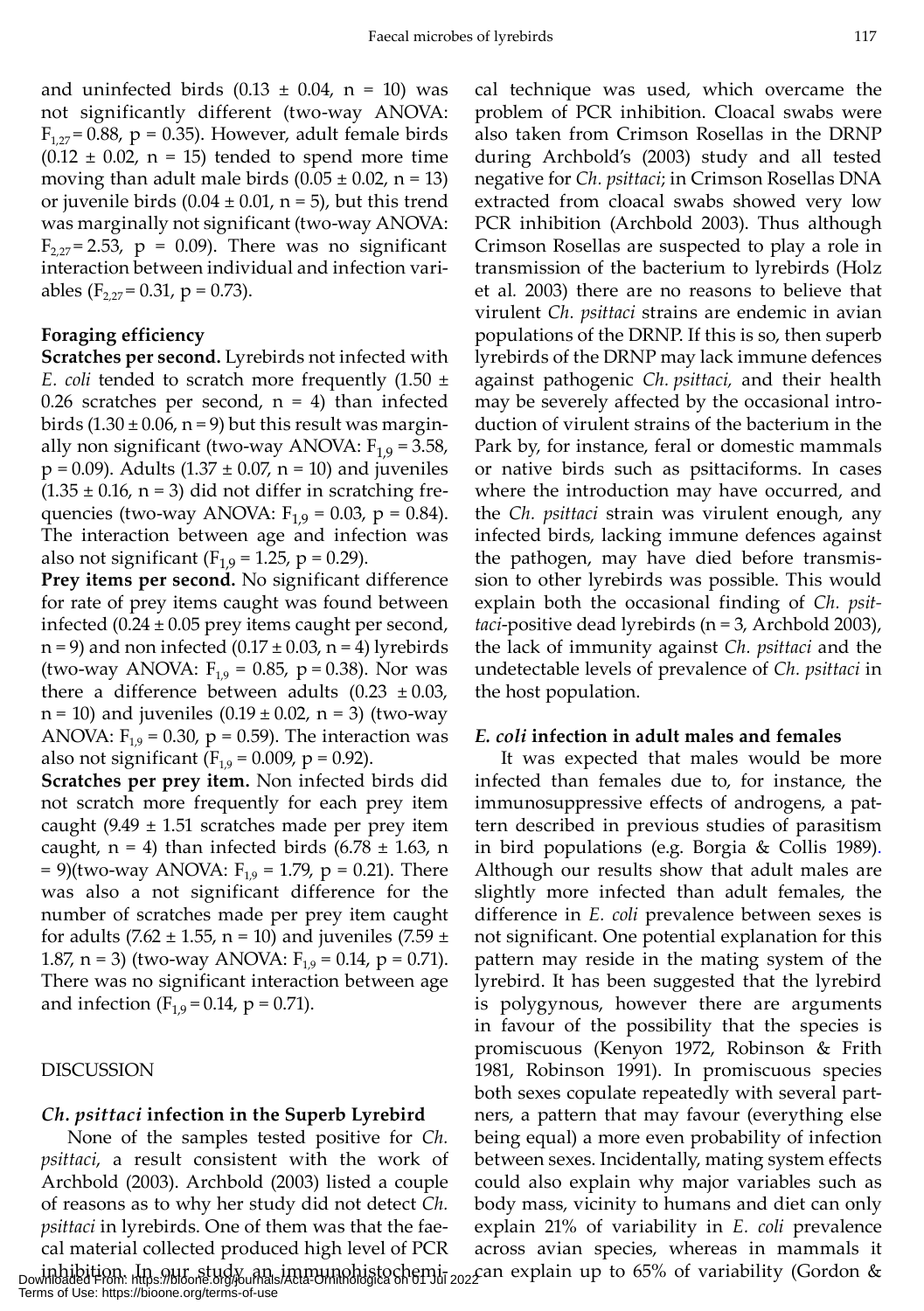and uninfected birds (0.13 ± 0.04, n = 10) was not significantly different (two-way ANOVA: $F_{2,27} = 0.88$, p = 0.35). However, adult female birds (0.12 ± 0.02, n = 15) tended to spend more time moving than adult male birds (0.05 ± 0.02, n = 13) or juvenile birds (0.04 ± 0.01, n = 5), but this trend was marginally not significant (two-way ANOVA: $F_{2,27} = 2.53$, p = 0.09). There was no significant interaction between individual and infection variables ($F_{2,27} = 0.31$, p = 0.73).

### Foraging efficiency

**Scratches per second.** Lyrebirds not infected with *E. coli* tended to scratch more frequently (1.50 ± 0.26 scratches per second, n = 4) than infected birds (1.30 ± 0.06, n = 9) but this result was marginally non significant (two-way ANOVA: $F_{1,9} = 3.58$, p = 0.09). Adults (1.37 ± 0.07, n = 10) and juveniles (1.35 ± 0.16, n = 3) did not differ in scratching frequencies (two-way ANOVA: $F_{1,9} = 0.03$, p = 0.84). The interaction between age and infection was also not significant ($F_{1,9} = 1.25$, p = 0.29).

**Prey items per second.** No significant difference for rate of prey items caught was found between infected (0.24 ± 0.05 prey items caught per second, n = 9) and non infected (0.17 ± 0.03, n = 4) lyrebirds (two-way ANOVA: $F_{1,9} = 0.85$, p = 0.38). Nor was there a difference between adults (0.23 ± 0.03, n = 10) and juveniles (0.19 ± 0.02, n = 3) (two-way ANOVA: $F_{1,9} = 0.30$, p = 0.59). The interaction was also not significant ($F_{1,9} = 0.009$, p = 0.92).

**Scratches per prey item.** Non infected birds did not scratch more frequently for each prey item caught (9.49 ± 1.51 scratches made per prey item caught, n = 4) than infected birds (6.78 ± 1.63, n = 9)(two-way ANOVA: $F_{1,9} = 1.79$, p = 0.21). There was also a not significant difference for the number of scratches made per prey item caught for adults (7.62 ± 1.55, n = 10) and juveniles (7.59 ± 1.87, n = 3) (two-way ANOVA: $F_{1,9} = 0.14$, p = 0.71). There was no significant interaction between age and infection ($F_{1,9} = 0.14$, p = 0.71).

## DISCUSSION

### *Ch. psittaci* infection in the Superb Lyrebird

None of the samples tested positive for *Ch. psittaci*, a result consistent with the work of Archbold (2003). Archbold (2003) listed a couple of reasons as to why her study did not detect *Ch. psittaci* in lyrebirds. One of them was that the faecal material collected produced high level of PCR inhibition. In our study an immunohistochemical technique was used, which overcame the problem of PCR inhibition. Cloacal swabs were also taken from Crimson Rosellas in the DRNP during Archbold's (2003) study and all tested negative for *Ch. psittaci*; in Crimson Rosellas DNA extracted from cloacal swabs showed very low PCR inhibition (Archbold 2003). Thus although Crimson Rosellas are suspected to play a role in transmission of the bacterium to lyrebirds (Holz et al. 2003) there are no reasons to believe that virulent *Ch. psittaci* strains are endemic in avian populations of the DRNP. If this is so, then superb lyrebirds of the DRNP may lack immune defences against pathogenic *Ch. psittaci,* and their health may be severely affected by the occasional introduction of virulent strains of the bacterium in the Park by, for instance, feral or domestic mammals or native birds such as psittaciforms. In cases where the introduction may have occurred, and the *Ch. psittaci* strain was virulent enough, any infected birds, lacking immune defences against the pathogen, may have died before transmission to other lyrebirds was possible. This would explain both the occasional finding of *Ch. psittaci*-positive dead lyrebirds (n = 3, Archbold 2003), the lack of immunity against *Ch. psittaci* and the undetectable levels of prevalence of *Ch. psittaci* in the host population.

### *E. coli* infection in adult males and females

It was expected that males would be more infected than females due to, for instance, the immunosuppressive effects of androgens, a pattern described in previous studies of parasitism in bird populations (e.g. Borgia & Collis 1989). Although our results show that adult males are slightly more infected than adult females, the difference in *E. coli* prevalence between sexes is not significant. One potential explanation for this pattern may reside in the mating system of the lyrebird. It has been suggested that the lyrebird is polygynous, however there are arguments in favour of the possibility that the species is promiscuous (Kenyon 1972, Robinson & Frith 1981, Robinson 1991). In promiscuous species both sexes copulate repeatedly with several partners, a pattern that may favour (everything else being equal) a more even probability of infection between sexes. Incidentally, mating system effects could also explain why major variables such as body mass, vicinity to humans and diet can only explain 21% of variability in *E. coli* prevalence across avian species, whereas in mammals it can explain up to 65% of variability (Gordon &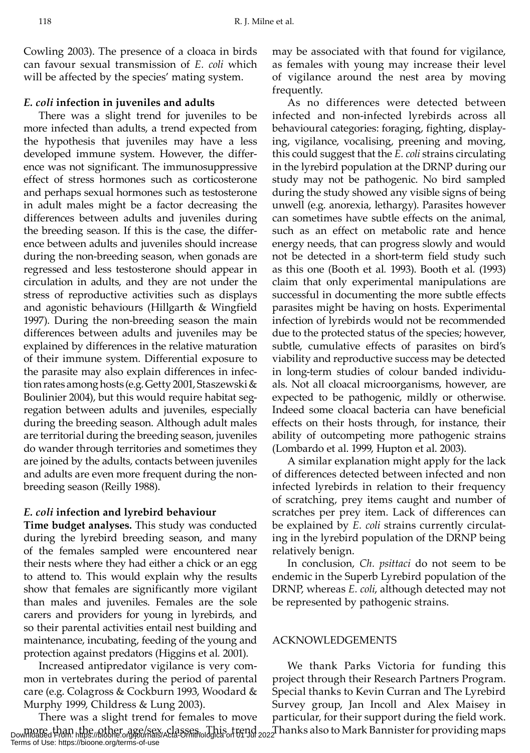Cowling 2003). The presence of a cloaca in birds can favour sexual transmission of *E. coli* which will be affected by the species' mating system.

### *E. coli* infection in juveniles and adults

There was a slight trend for juveniles to be more infected than adults, a trend expected from the hypothesis that juveniles may have a less developed immune system. However, the difference was not significant. The immunosuppressive effect of stress hormones such as corticosterone and perhaps sexual hormones such as testosterone in adult males might be a factor decreasing the differences between adults and juveniles during the breeding season. If this is the case, the difference between adults and juveniles should increase during the non-breeding season, when gonads are regressed and less testosterone should appear in circulation in adults, and they are not under the stress of reproductive activities such as displays and agonistic behaviours (Hillgarth & Wingfield 1997). During the non-breeding season the main differences between adults and juveniles may be explained by differences in the relative maturation of their immune system. Differential exposure to the parasite may also explain differences in infection rates among hosts (e.g. Getty 2001, Staszewski & Boulinier 2004), but this would require habitat segregation between adults and juveniles, especially during the breeding season. Although adult males are territorial during the breeding season, juveniles do wander through territories and sometimes they are joined by the adults, contacts between juveniles and adults are even more frequent during the non-breeding season (Reilly 1988).

### *E. coli* infection and lyrebird behaviour

**Time budget analyses.** This study was conducted during the lyrebird breeding season, and many of the females sampled were encountered near their nests where they had either a chick or an egg to attend to. This would explain why the results show that females are significantly more vigilant than males and juveniles. Females are the sole carers and providers for young in lyrebirds, and so their parental activities entail nest building and maintenance, incubating, feeding of the young and protection against predators (Higgins et al. 2001).

Increased antipredator vigilance is very common in vertebrates during the period of parental care (e.g. Colagross & Cockburn 1993, Woodard & Murphy 1999, Childress & Lung 2003).

There was a slight trend for females to move more than the other age/sex classes. This trend may be associated with that found for vigilance, as females with young may increase their level of vigilance around the nest area by moving frequently.

As no differences were detected between infected and non-infected lyrebirds across all behavioural categories: foraging, fighting, displaying, vigilance, vocalising, preening and moving, this could suggest that the *E. coli* strains circulating in the lyrebird population at the DRNP during our study may not be pathogenic. No bird sampled during the study showed any visible signs of being unwell (e.g. anorexia, lethargy). Parasites however can sometimes have subtle effects on the animal, such as an effect on metabolic rate and hence energy needs, that can progress slowly and would not be detected in a short-term field study such as this one (Booth et al. 1993). Booth et al. (1993) claim that only experimental manipulations are successful in documenting the more subtle effects parasites might be having on hosts. Experimental infection of lyrebirds would not be recommended due to the protected status of the species; however, subtle, cumulative effects of parasites on bird's viability and reproductive success may be detected in long-term studies of colour banded individuals. Not all cloacal microorganisms, however, are expected to be pathogenic, mildly or otherwise. Indeed some cloacal bacteria can have beneficial effects on their hosts through, for instance, their ability of outcompeting more pathogenic strains (Lombardo et al. 1999, Hupton et al. 2003).

A similar explanation might apply for the lack of differences detected between infected and non infected lyrebirds in relation to their frequency of scratching, prey items caught and number of scratches per prey item. Lack of differences can be explained by *E. coli* strains currently circulating in the lyrebird population of the DRNP being relatively benign.

In conclusion, *Ch. psittaci* do not seem to be endemic in the Superb Lyrebird population of the DRNP, whereas *E. coli*, although detected may not be represented by pathogenic strains.

## ACKNOWLEDGEMENTS

We thank Parks Victoria for funding this project through their Research Partners Program. Special thanks to Kevin Curran and The Lyrebird Survey group, Jan Incoll and Alex Maisey in particular, for their support during the field work. Thanks also to Mark Bannister for providing maps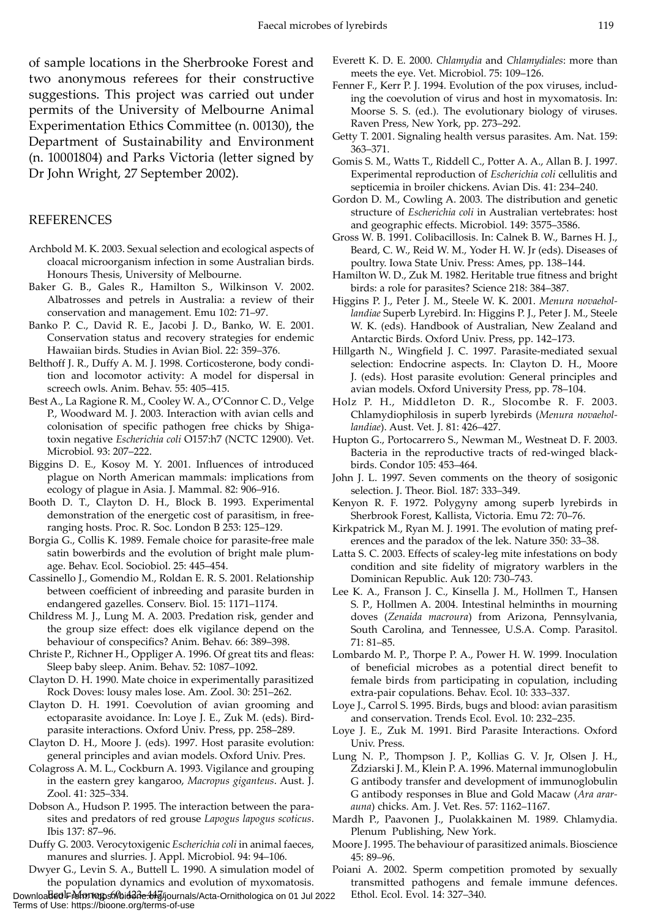of sample locations in the Sherbrooke Forest and two anonymous referees for their constructive suggestions. This project was carried out under permits of the University of Melbourne Animal Experimentation Ethics Committee (n. 00130), the Department of Sustainability and Environment (n. 10001804) and Parks Victoria (letter signed by Dr John Wright, 27 September 2002).

## REFERENCES

Archbold M. K. 2003. Sexual selection and ecological aspects of cloacal microorganism infection in some Australian birds. Honours Thesis, University of Melbourne.

Baker G. B., Gales R., Hamilton S., Wilkinson V. 2002. Albatrosses and petrels in Australia: a review of their conservation and management. Emu 102: 71–97.

Banko P. C., David R. E., Jacobi J. D., Banko, W. E. 2001. Conservation status and recovery strategies for endemic Hawaiian birds. Studies in Avian Biol. 22: 359–376.

Belthoff J. R., Duffy A. M. J. 1998. Corticosterone, body condition and locomotor activity: A model for dispersal in screech owls. Anim. Behav. 55: 405–415.

Best A., La Ragione R. M., Cooley W. A., O'Connor C. D., Velge P., Woodward M. J. 2003. Interaction with avian cells and colonisation of specific pathogen free chicks by Shiga-toxin negative *Escherichia coli* O157:h7 (NCTC 12900). Vet. Microbiol. 93: 207–222.

Biggins D. E., Kosoy M. Y. 2001. Influences of introduced plague on North American mammals: implications from ecology of plague in Asia. J. Mammal. 82: 906–916.

Booth D. T., Clayton D. H., Block B. 1993. Experimental demonstration of the energetic cost of parasitism, in free-ranging hosts. Proc. R. Soc. London B 253: 125–129.

Borgia G., Collis K. 1989. Female choice for parasite-free male satin bowerbirds and the evolution of bright male plumage. Behav. Ecol. Sociobiol. 25: 445–454.

Cassinello J., Gomendio M., Roldan E. R. S. 2001. Relationship between coefficient of inbreeding and parasite burden in endangered gazelles. Conserv. Biol. 15: 1171–1174.

Childress M. J., Lung M. A. 2003. Predation risk, gender and the group size effect: does elk vigilance depend on the behaviour of conspecifics? Anim. Behav. 66: 389–398.

Christe P., Richner H., Oppliger A. 1996. Of great tits and fleas: Sleep baby sleep. Anim. Behav. 52: 1087–1092.

Clayton D. H. 1990. Mate choice in experimentally parasitized Rock Doves: lousy males lose. Am. Zool. 30: 251–262.

Clayton D. H. 1991. Coevolution of avian grooming and ectoparasite avoidance. In: Loye J. E., Zuk M. (eds). Bird-parasite interactions. Oxford Univ. Press, pp. 258–289.

Clayton D. H., Moore J. (eds). 1997. Host parasite evolution: general principles and avian models. Oxford Univ. Pres.

Colagross A. M. L., Cockburn A. 1993. Vigilance and grouping in the eastern grey kangaroo, *Macropus giganteus*. Aust. J. Zool. 41: 325–334.

Dobson A., Hudson P. 1995. The interaction between the parasites and predators of red grouse *Lapogus lapogus scoticus*. Ibis 137: 87–96.

Duffy G. 2003. Verocytoxigenic *Escherichia coli* in animal faeces, manures and slurries. J. Appl. Microbiol. 94: 94–106.

Dwyer G., Levin S. A., Buttell L. 1990. A simulation model of the population dynamics and evolution of myxomatosis. Ecol. Monogr. 60: 423–447.

Everett K. D. E. 2000. *Chlamydia* and *Chlamydiales*: more than meets the eye. Vet. Microbiol. 75: 109–126.

Fenner F., Kerr P. J. 1994. Evolution of the pox viruses, including the coevolution of virus and host in myxomatosis. In: Moorse S. S. (ed.). The evolutionary biology of viruses. Raven Press, New York, pp. 273–292.

Getty T. 2001. Signaling health versus parasites. Am. Nat. 159: 363–371.

Gomis S. M., Watts T., Riddell C., Potter A. A., Allan B. J. 1997. Experimental reproduction of *Escherichia coli* cellulitis and septicemia in broiler chickens. Avian Dis. 41: 234–240.

Gordon D. M., Cowling A. 2003. The distribution and genetic structure of *Escherichia coli* in Australian vertebrates: host and geographic effects. Microbiol. 149: 3575–3586.

Gross W. B. 1991. Colibacillosis. In: Calnek B. W., Barnes H. J., Beard, C. W., Reid W. M., Yoder H. W. Jr (eds). Diseases of poultry. Iowa State Univ. Press: Ames, pp. 138–144.

Hamilton W. D., Zuk M. 1982. Heritable true fitness and bright birds: a role for parasites? Science 218: 384–387.

Higgins P. J., Peter J. M., Steele W. K. 2001. *Menura novaehollandiae* Superb Lyrebird. In: Higgins P. J., Peter J. M., Steele W. K. (eds). Handbook of Australian, New Zealand and Antarctic Birds. Oxford Univ. Press, pp. 142–173.

Hillgarth N., Wingfield J. C. 1997. Parasite-mediated sexual selection: Endocrine aspects. In: Clayton D. H., Moore J. (eds). Host parasite evolution: General principles and avian models. Oxford University Press, pp. 78–104.

Holz P. H., Middleton D. R., Slocombe R. F. 2003. Chlamydiophilosis in superb lyrebirds (*Menura novaehollandiae*). Aust. Vet. J. 81: 426–427.

Hupton G., Portocarrero S., Newman M., Westneat D. F. 2003. Bacteria in the reproductive tracts of red-winged blackbirds. Condor 105: 453–464.

John J. L. 1997. Seven comments on the theory of sosigonic selection. J. Theor. Biol. 187: 333–349.

Kenyon R. F. 1972. Polygyny among superb lyrebirds in Sherbrook Forest, Kallista, Victoria. Emu 72: 70–76.

Kirkpatrick M., Ryan M. J. 1991. The evolution of mating preferences and the paradox of the lek. Nature 350: 33–38.

Latta S. C. 2003. Effects of scaley-leg mite infestations on body condition and site fidelity of migratory warblers in the Dominican Republic. Auk 120: 730–743.

Lee K. A., Franson J. C., Kinsella J. M., Hollmen T., Hansen S. P., Hollmen A. 2004. Intestinal helminths in mourning doves (*Zenaida macroura*) from Arizona, Pennsylvania, South Carolina, and Tennessee, U.S.A. Comp. Parasitol. 71: 81–85.

Lombardo M. P., Thorpe P. A., Power H. W. 1999. Inoculation of beneficial microbes as a potential direct benefit to female birds from participating in copulation, including extra-pair copulations. Behav. Ecol. 10: 333–337.

Loye J., Carrol S. 1995. Birds, bugs and blood: avian parasitism and conservation. Trends Ecol. Evol. 10: 232–235.

Loye J. E., Zuk M. 1991. Bird Parasite Interactions. Oxford Univ. Press.

Lung N. P., Thompson J. P., Kollias G. V. Jr, Olsen J. H., Zdziarski J. M., Klein P. A. 1996. Maternal immunoglobulin G antibody transfer and development of immunoglobulin G antibody responses in Blue and Gold Macaw (*Ara ararauna*) chicks. Am. J. Vet. Res. 57: 1162–1167.

Mardh P., Paavonen J., Puolakkainen M. 1989. Chlamydia. Plenum Publishing, New York.

Moore J. 1995. The behaviour of parasitized animals. Bioscience 45: 89–96.

Poiani A. 2002. Sperm competition promoted by sexually transmitted pathogens and female immune defences. Ethol. Ecol. Evol. 14: 327–340.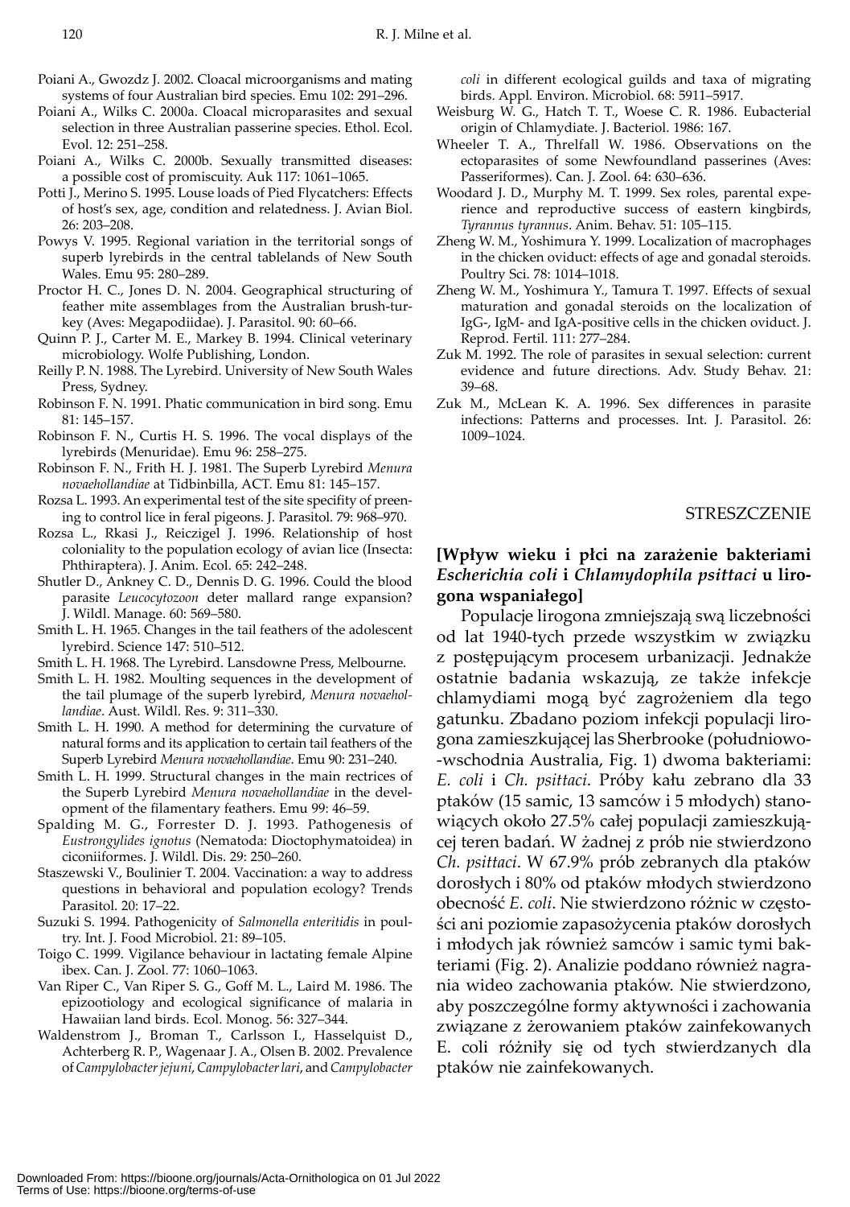Poiani A., Gwozdz J. 2002. Cloacal microorganisms and mating systems of four Australian bird species. Emu 102: 291–296.

Poiani A., Wilks C. 2000a. Cloacal microparasites and sexual selection in three Australian passerine species. Ethol. Ecol. Evol. 12: 251–258.

Poiani A., Wilks C. 2000b. Sexually transmitted diseases: a possible cost of promiscuity. Auk 117: 1061–1065.

Potti J., Merino S. 1995. Louse loads of Pied Flycatchers: Effects of host's sex, age, condition and relatedness. J. Avian Biol. 26: 203–208.

Powys V. 1995. Regional variation in the territorial songs of superb lyrebirds in the central tablelands of New South Wales. Emu 95: 280–289.

Proctor H. C., Jones D. N. 2004. Geographical structuring of feather mite assemblages from the Australian brush-turkey (Aves: Megapodiidae). J. Parasitol. 90: 60–66.

Quinn P. J., Carter M. E., Markey B. 1994. Clinical veterinary microbiology. Wolfe Publishing, London.

Reilly P. N. 1988. The Lyrebird. University of New South Wales Press, Sydney.

Robinson F. N. 1991. Phatic communication in bird song. Emu 81: 145–157.

Robinson F. N., Curtis H. S. 1996. The vocal displays of the lyrebirds (Menuridae). Emu 96: 258–275.

Robinson F. N., Frith H. J. 1981. The Superb Lyrebird *Menura novaehollandiae* at Tidbinbilla, ACT. Emu 81: 145–157.

Rozsa L. 1993. An experimental test of the site specifity of preening to control lice in feral pigeons. J. Parasitol. 79: 968–970.

Rozsa L., Rkasi J., Reiczigel J. 1996. Relationship of host coloniality to the population ecology of avian lice (Insecta: Phthiraptera). J. Anim. Ecol. 65: 242–248.

Shutler D., Ankney C. D., Dennis D. G. 1996. Could the blood parasite *Leucocytozoon* deter mallard range expansion? J. Wildl. Manage. 60: 569–580.

Smith L. H. 1965. Changes in the tail feathers of the adolescent lyrebird. Science 147: 510–512.

Smith L. H. 1968. The Lyrebird. Lansdowne Press, Melbourne.

Smith L. H. 1982. Moulting sequences in the development of the tail plumage of the superb lyrebird, *Menura novaehollandiae*. Aust. Wildl. Res. 9: 311–330.

Smith L. H. 1990. A method for determining the curvature of natural forms and its application to certain tail feathers of the Superb Lyrebird *Menura novaehollandiae*. Emu 90: 231–240.

Smith L. H. 1999. Structural changes in the main rectrices of the Superb Lyrebird *Menura novaehollandiae* in the development of the filamentary feathers. Emu 99: 46–59.

Spalding M. G., Forrester D. J. 1993. Pathogenesis of *Eustrongylides ignotus* (Nematoda: Dioctophymatoidea) in ciconiiformes. J. Wildl. Dis. 29: 250–260.

Staszewski V., Boulinier T. 2004. Vaccination: a way to address questions in behavioral and population ecology? Trends Parasitol. 20: 17–22.

Suzuki S. 1994. Pathogenicity of *Salmonella enteritidis* in poultry. Int. J. Food Microbiol. 21: 89–105.

Toigo C. 1999. Vigilance behaviour in lactating female Alpine ibex. Can. J. Zool. 77: 1060–1063.

Van Riper C., Van Riper S. G., Goff M. L., Laird M. 1986. The epizootiology and ecological significance of malaria in Hawaiian land birds. Ecol. Monog. 56: 327–344.

Waldenstrom J., Broman T., Carlsson I., Hasselquist D., Achterberg R. P., Wagenaar J. A., Olsen B. 2002. Prevalence of *Campylobacter jejuni*, *Campylobacter lari*, and *Campylobacter coli* in different ecological guilds and taxa of migrating birds. Appl. Environ. Microbiol. 68: 5911–5917.

Weisburg W. G., Hatch T. T., Woese C. R. 1986. Eubacterial origin of Chlamydiate. J. Bacteriol. 1986: 167.

Wheeler T. A., Threlfall W. 1986. Observations on the ectoparasites of some Newfoundland passerines (Aves: Passeriformes). Can. J. Zool. 64: 630–636.

Woodard J. D., Murphy M. T. 1999. Sex roles, parental experience and reproductive success of eastern kingbirds, *Tyrannus tyrannus*. Anim. Behav. 51: 105–115.

Zheng W. M., Yoshimura Y. 1999. Localization of macrophages in the chicken oviduct: effects of age and gonadal steroids. Poultry Sci. 78: 1014–1018.

Zheng W. M., Yoshimura Y., Tamura T. 1997. Effects of sexual maturation and gonadal steroids on the localization of IgG-, IgM- and IgA-positive cells in the chicken oviduct. J. Reprod. Fertil. 111: 277–284.

Zuk M. 1992. The role of parasites in sexual selection: current evidence and future directions. Adv. Study Behav. 21: 39–68.

Zuk M., McLean K. A. 1996. Sex differences in parasite infections: Patterns and processes. Int. J. Parasitol. 26: 1009–1024.

## STRESZCZENIE

**[Wpływ wieku i płci na zarażenie bakteriami *Escherichia coli* i *Chlamydophila psittaci* u lirogona wspaniałego]**

Populacje lirogona zmniejszają swą liczebności od lat 1940-tych przede wszystkim w związku z postępującym procesem urbanizacji. Jednakże ostatnie badania wskazują, ze także infekcje chlamydiami mogą być zagrożeniem dla tego gatunku. Zbadano poziom infekcji populacji lirogona zamieszkującej las Sherbrooke (południowo-wschodnia Australia, Fig. 1) dwoma bakteriami: *E. coli* i *Ch. psittaci*. Próby kału zebrano dla 33 ptaków (15 samic, 13 samców i 5 młodych) stanowiących około 27.5% całej populacji zamieszkującej teren badań. W żadnej z prób nie stwierdzono *Ch. psittaci*. W 67.9% prób zebranych dla ptaków dorosłych i 80% od ptaków młodych stwierdzono obecność *E. coli*. Nie stwierdzono różnic w częstości ani poziomie zapasożycenia ptaków dorosłych i młodych jak również samców i samic tymi bakteriami (Fig. 2). Analizie poddano również nagrania wideo zachowania ptaków. Nie stwierdzono, aby poszczególne formy aktywności i zachowania związane z żerowaniem ptaków zainfekowanych E. coli różniły się od tych stwierdzanych dla ptaków nie zainfekowanych.